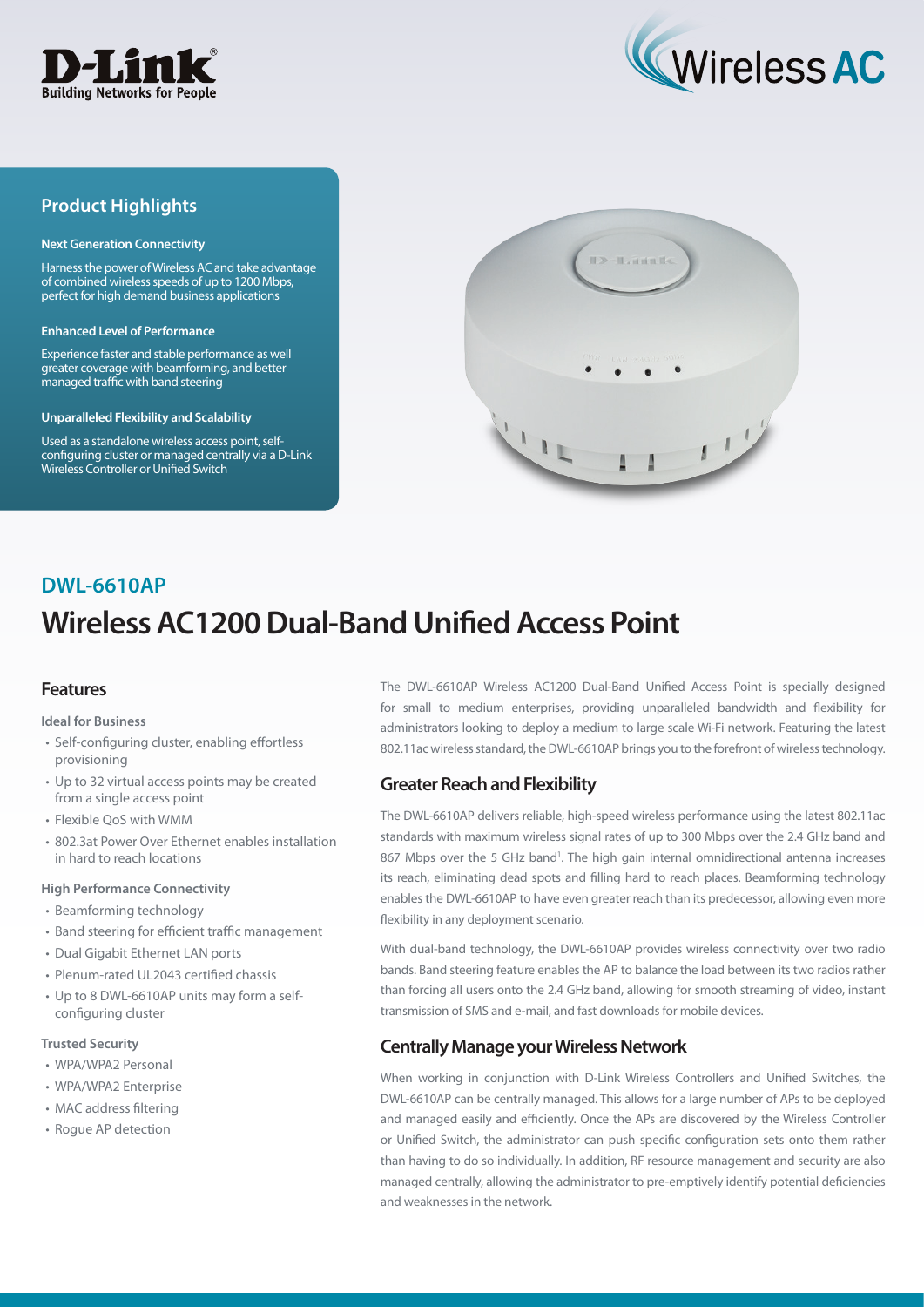## Product Highlights

**Next Generation Connectivity**

Harness the power of Wireless AC and take advantage of combined wireless speeds of up to 1200 Mbps, perfect for high demand business applications

**Enhanced Level of Performance**

Experience faster and stable performance as well greater coverage with beamforming, and better managed traffic with band steering

**Unparalleled Flexibility and Scalability**

Used as a standalone wireless access point, self-configuring cluster or managed centrally via a D-Link Wireless Controller or Unified Switch

## DWL-6610AP

# Wireless AC1200 Dual-Band Unified Access Point

## Features

**Ideal for Business**

- Self-configuring cluster, enabling effortless provisioning
- Up to 32 virtual access points may be created from a single access point
- Flexible QoS with WMM
- 802.3at Power Over Ethernet enables installation in hard to reach locations

**High Performance Connectivity**

- Beamforming technology
- Band steering for efficient traffic management
- Dual Gigabit Ethernet LAN ports
- Plenum-rated UL2043 certified chassis
- Up to 8 DWL-6610AP units may form a self-configuring cluster

**Trusted Security**

- WPA/WPA2 Personal
- WPA/WPA2 Enterprise
- MAC address filtering
- Rogue AP detection

The DWL-6610AP Wireless AC1200 Dual-Band Unified Access Point is specially designed for small to medium enterprises, providing unparalleled bandwidth and flexibility for administrators looking to deploy a medium to large scale Wi-Fi network. Featuring the latest 802.11ac wireless standard, the DWL-6610AP brings you to the forefront of wireless technology.

## Greater Reach and Flexibility

The DWL-6610AP delivers reliable, high-speed wireless performance using the latest 802.11ac standards with maximum wireless signal rates of up to 300 Mbps over the 2.4 GHz band and 867 Mbps over the 5 GHz band[1]. The high gain internal omnidirectional antenna increases its reach, eliminating dead spots and filling hard to reach places. Beamforming technology enables the DWL-6610AP to have even greater reach than its predecessor, allowing even more flexibility in any deployment scenario.

With dual-band technology, the DWL-6610AP provides wireless connectivity over two radio bands. Band steering feature enables the AP to balance the load between its two radios rather than forcing all users onto the 2.4 GHz band, allowing for smooth streaming of video, instant transmission of SMS and e-mail, and fast downloads for mobile devices.

## Centrally Manage your Wireless Network

When working in conjunction with D-Link Wireless Controllers and Unified Switches, the DWL-6610AP can be centrally managed. This allows for a large number of APs to be deployed and managed easily and efficiently. Once the APs are discovered by the Wireless Controller or Unified Switch, the administrator can push specific configuration sets onto them rather than having to do so individually. In addition, RF resource management and security are also managed centrally, allowing the administrator to pre-emptively identify potential deficiencies and weaknesses in the network.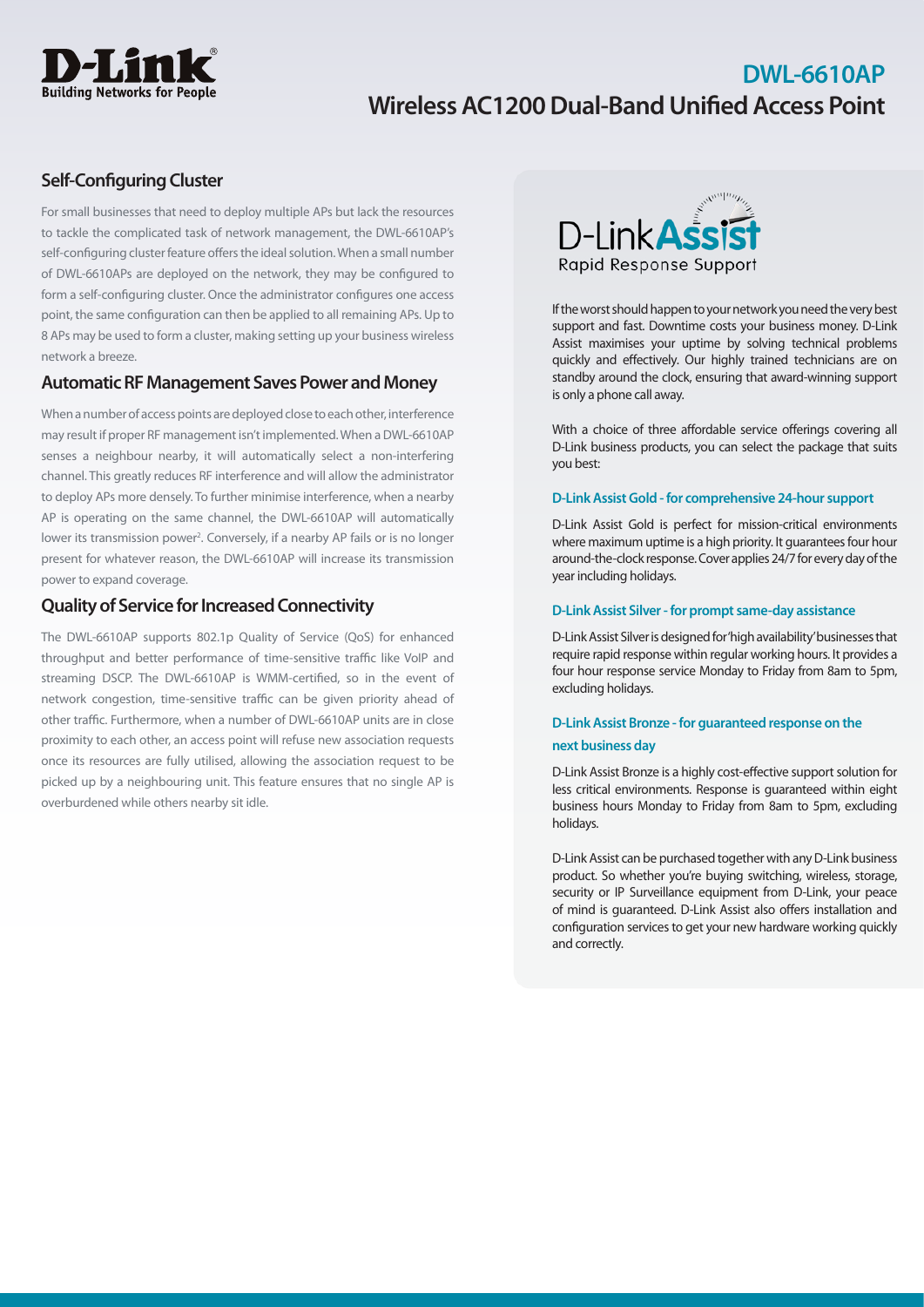# DWL-6610AP Wireless AC1200 Dual-Band Unified Access Point

## Self-Configuring Cluster

For small businesses that need to deploy multiple APs but lack the resources to tackle the complicated task of network management, the DWL-6610AP's self-configuring cluster feature offers the ideal solution. When a small number of DWL-6610APs are deployed on the network, they may be configured to form a self-configuring cluster. Once the administrator configures one access point, the same configuration can then be applied to all remaining APs. Up to 8 APs may be used to form a cluster, making setting up your business wireless network a breeze.

## Automatic RF Management Saves Power and Money

When a number of access points are deployed close to each other, interference may result if proper RF management isn't implemented. When a DWL-6610AP senses a neighbour nearby, it will automatically select a non-interfering channel. This greatly reduces RF interference and will allow the administrator to deploy APs more densely. To further minimise interference, when a nearby AP is operating on the same channel, the DWL-6610AP will automatically lower its transmission power[2]. Conversely, if a nearby AP fails or is no longer present for whatever reason, the DWL-6610AP will increase its transmission power to expand coverage.

## Quality of Service for Increased Connectivity

The DWL-6610AP supports 802.1p Quality of Service (QoS) for enhanced throughput and better performance of time-sensitive traffic like VoIP and streaming DSCP. The DWL-6610AP is WMM-certified, so in the event of network congestion, time-sensitive traffic can be given priority ahead of other traffic. Furthermore, when a number of DWL-6610AP units are in close proximity to each other, an access point will refuse new association requests once its resources are fully utilised, allowing the association request to be picked up by a neighbouring unit. This feature ensures that no single AP is overburdened while others nearby sit idle.

## D-Link Assist – Rapid Response Support

If the worst should happen to your network you need the very best support and fast. Downtime costs your business money. D-Link Assist maximises your uptime by solving technical problems quickly and effectively. Our highly trained technicians are on standby around the clock, ensuring that award-winning support is only a phone call away.

With a choice of three affordable service offerings covering all D-Link business products, you can select the package that suits you best:

### D-Link Assist Gold - for comprehensive 24-hour support

D-Link Assist Gold is perfect for mission-critical environments where maximum uptime is a high priority. It guarantees four hour around-the-clock response. Cover applies 24/7 for every day of the year including holidays.

### D-Link Assist Silver - for prompt same-day assistance

D-Link Assist Silver is designed for 'high availability' businesses that require rapid response within regular working hours. It provides a four hour response service Monday to Friday from 8am to 5pm, excluding holidays.

### D-Link Assist Bronze - for guaranteed response on the next business day

D-Link Assist Bronze is a highly cost-effective support solution for less critical environments. Response is guaranteed within eight business hours Monday to Friday from 8am to 5pm, excluding holidays.

D-Link Assist can be purchased together with any D-Link business product. So whether you're buying switching, wireless, storage, security or IP Surveillance equipment from D-Link, your peace of mind is guaranteed. D-Link Assist also offers installation and configuration services to get your new hardware working quickly and correctly.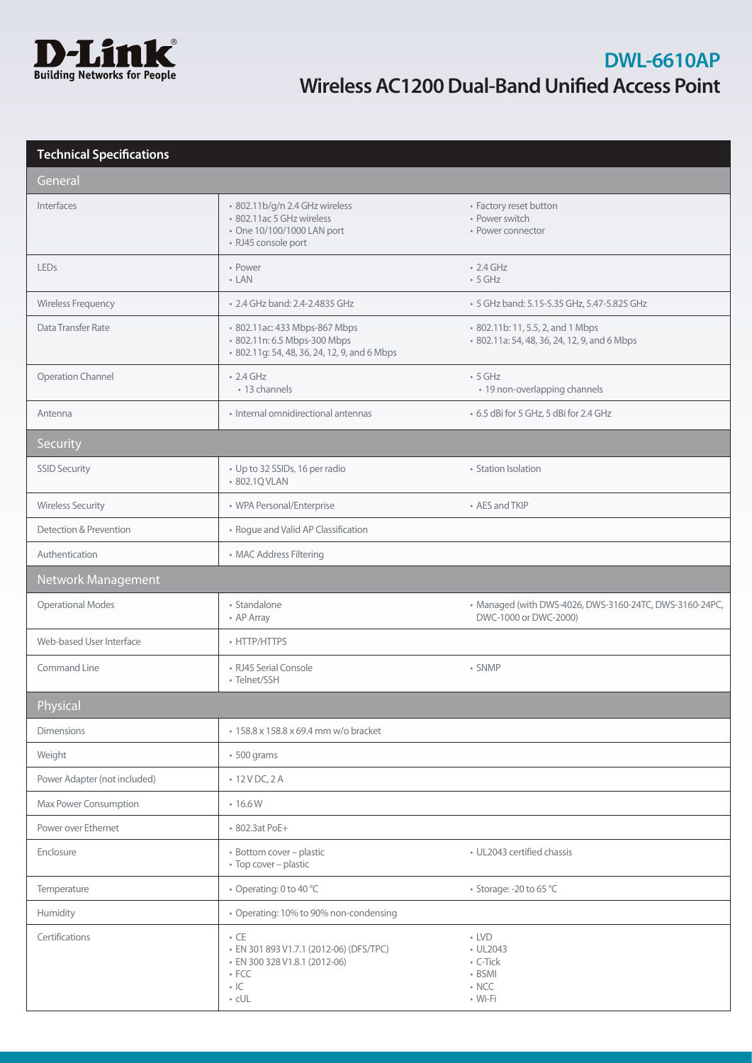# DWL-6610AP

## Wireless AC1200 Dual-Band Unified Access Point

| Technical Specifications | | |
|---|---|---|
| **General** | | |
| Interfaces | • 802.11b/g/n 2.4 GHz wireless<br>• 802.11ac 5 GHz wireless<br>• One 10/100/1000 LAN port<br>• RJ45 console port | • Factory reset button<br>• Power switch<br>• Power connector |
| LEDs | • Power<br>• LAN | • 2.4 GHz<br>• 5 GHz |
| Wireless Frequency | • 2.4 GHz band: 2.4-2.4835 GHz | • 5 GHz band: 5.15-5.35 GHz, 5.47-5.825 GHz |
| Data Transfer Rate | • 802.11ac: 433 Mbps-867 Mbps<br>• 802.11n: 6.5 Mbps-300 Mbps<br>• 802.11g: 54, 48, 36, 24, 12, 9, and 6 Mbps | • 802.11b: 11, 5.5, 2, and 1 Mbps<br>• 802.11a: 54, 48, 36, 24, 12, 9, and 6 Mbps |
| Operation Channel | • 2.4 GHz<br>  • 13 channels | • 5 GHz<br>  • 19 non-overlapping channels |
| Antenna | • Internal omnidirectional antennas | • 6.5 dBi for 5 GHz, 5 dBi for 2.4 GHz |
| **Security** | | |
| SSID Security | • Up to 32 SSIDs, 16 per radio<br>• 802.1Q VLAN | • Station Isolation |
| Wireless Security | • WPA Personal/Enterprise | • AES and TKIP |
| Detection & Prevention | • Rogue and Valid AP Classification | |
| Authentication | • MAC Address Filtering | |
| **Network Management** | | |
| Operational Modes | • Standalone<br>• AP Array | • Managed (with DWS-4026, DWS-3160-24TC, DWS-3160-24PC, DWC-1000 or DWC-2000) |
| Web-based User Interface | • HTTP/HTTPS | |
| Command Line | • RJ45 Serial Console<br>• Telnet/SSH | • SNMP |
| **Physical** | | |
| Dimensions | • 158.8 x 158.8 x 69.4 mm w/o bracket | |
| Weight | • 500 grams | |
| Power Adapter (not included) | • 12 V DC, 2 A | |
| Max Power Consumption | • 16.6 W | |
| Power over Ethernet | • 802.3at PoE+ | |
| Enclosure | • Bottom cover – plastic<br>• Top cover – plastic | • UL2043 certified chassis |
| Temperature | • Operating: 0 to 40 °C | • Storage: -20 to 65 °C |
| Humidity | • Operating: 10% to 90% non-condensing | |
| Certifications | • CE<br>• EN 301 893 V1.7.1 (2012-06) (DFS/TPC)<br>• EN 300 328 V1.8.1 (2012-06)<br>• FCC<br>• IC<br>• cUL | • LVD<br>• UL2043<br>• C-Tick<br>• BSMI<br>• NCC<br>• Wi-Fi |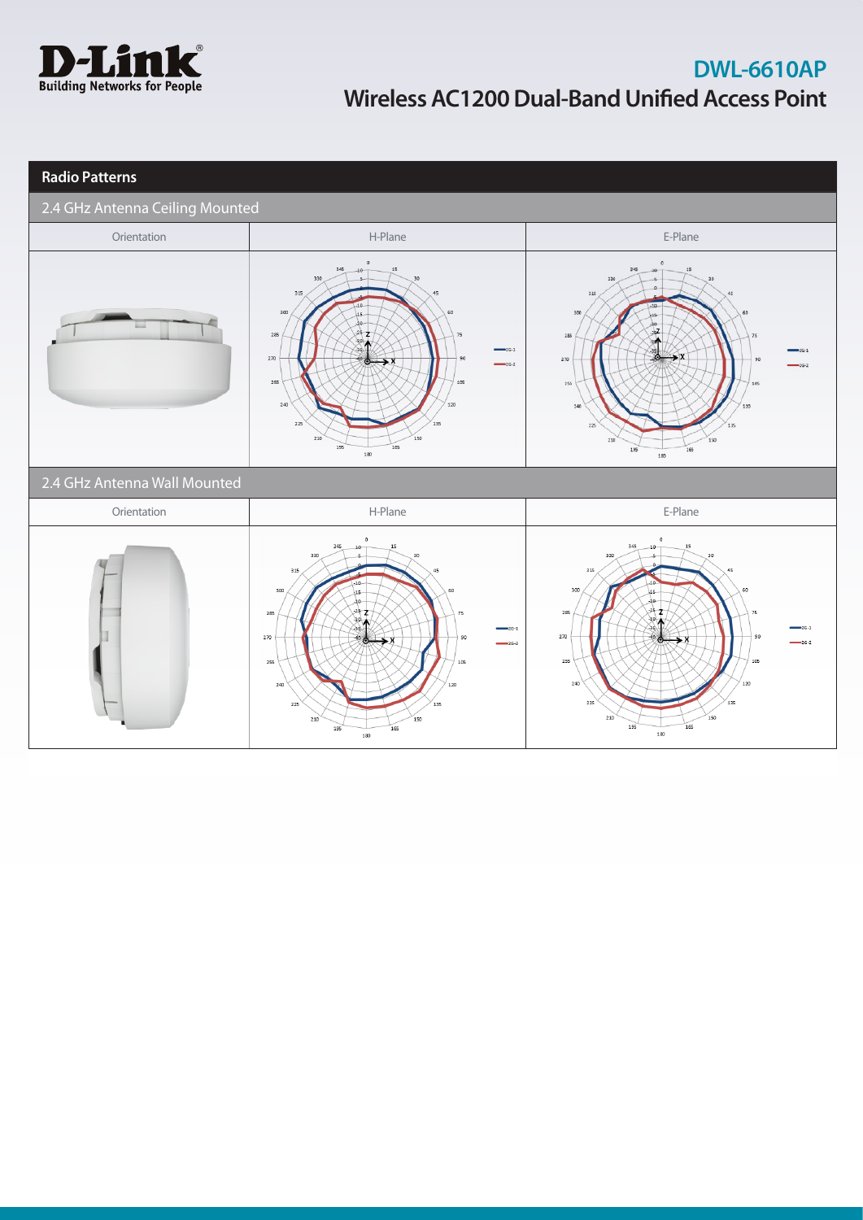# DWL-6610AP

## Wireless AC1200 Dual-Band Unified Access Point

## Radio Patterns

### 2.4 GHz Antenna Ceiling Mounted

| Orientation | H-Plane | E-Plane |
| --- | --- | --- |
| | | |

### 2.4 GHz Antenna Wall Mounted

| Orientation | H-Plane | E-Plane |
| --- | --- | --- |
| | | |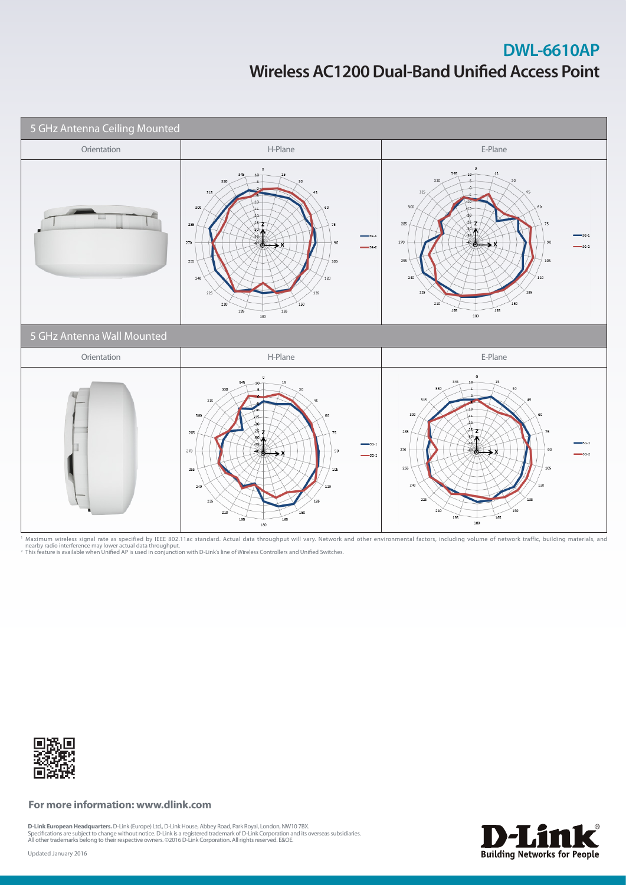## DWL-6610AP
# Wireless AC1200 Dual-Band Unified Access Point

## 5 GHz Antenna Ceiling Mounted

| Orientation | H-Plane | E-Plane |
|---|---|---|
| | | |

## 5 GHz Antenna Wall Mounted

| Orientation | H-Plane | E-Plane |
|---|---|---|
| | | |

[1] Maximum wireless signal rate as specified by IEEE 802.11ac standard. Actual data throughput will vary. Network and other environmental factors, including volume of network traffic, building materials, and nearby radio interference may lower actual data throughput.
[2] This feature is available when Unified AP is used in conjunction with D-Link's line of Wireless Controllers and Unified Switches.

**For more information: www.dlink.com**

**D-Link European Headquarters.** D-Link (Europe) Ltd., D-Link House, Abbey Road, Park Royal, London, NW10 7BX.
Specifications are subject to change without notice. D-Link is a registered trademark of D-Link Corporation and its overseas subsidiaries.
All other trademarks belong to their respective owners. ©2016 D-Link Corporation. All rights reserved. E&OE.

D-Link® Building Networks for People

Updated January 2016